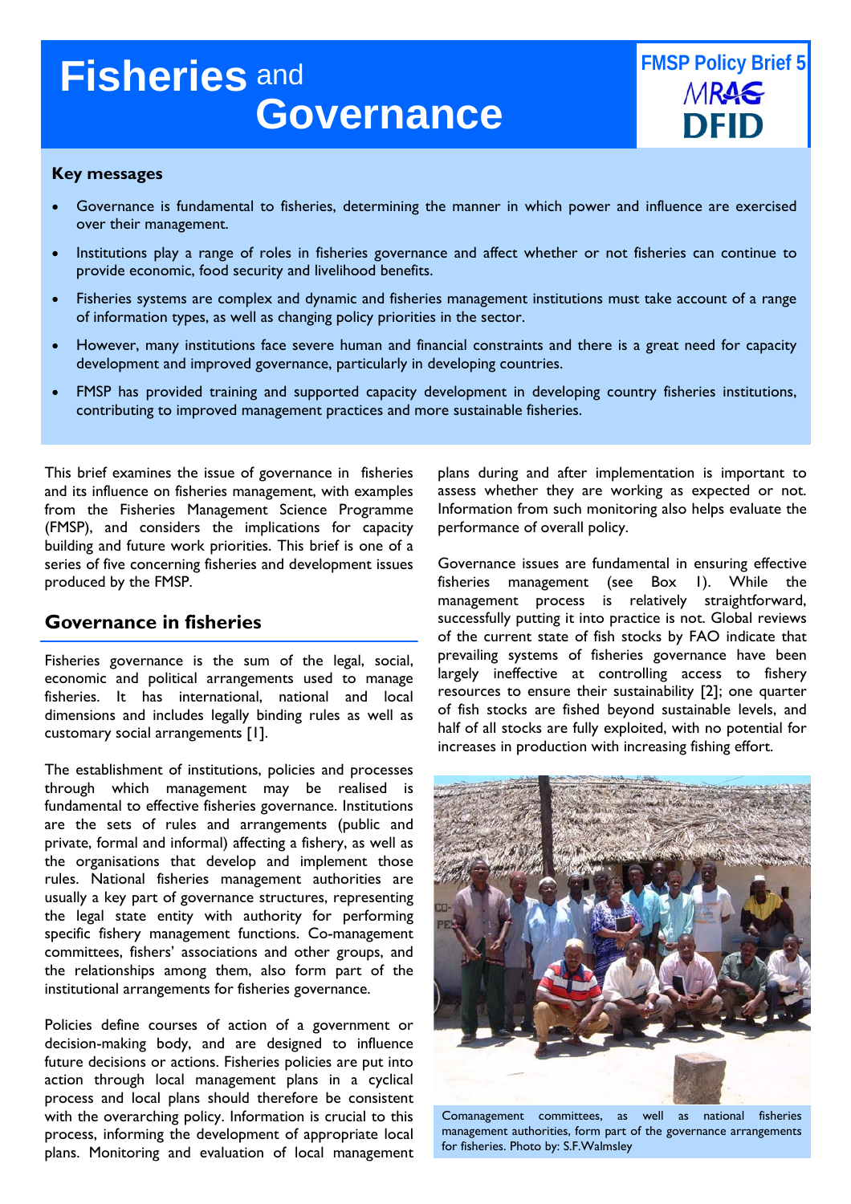# Fisheries and Governance

FMSP Policy Brief 5

MRAG

DFID

**Key messages**

- Governance is fundamental to fisheries, determining the manner in which power and influence are exercised over their management.
- Institutions play a range of roles in fisheries governance and affect whether or not fisheries can continue to provide economic, food security and livelihood benefits.
- Fisheries systems are complex and dynamic and fisheries management institutions must take account of a range of information types, as well as changing policy priorities in the sector.
- However, many institutions face severe human and financial constraints and there is a great need for capacity development and improved governance, particularly in developing countries.
- FMSP has provided training and supported capacity development in developing country fisheries institutions, contributing to improved management practices and more sustainable fisheries.

This brief examines the issue of governance in fisheries and its influence on fisheries management, with examples from the Fisheries Management Science Programme (FMSP), and considers the implications for capacity building and future work priorities. This brief is one of a series of five concerning fisheries and development issues produced by the FMSP.

## Governance in fisheries

Fisheries governance is the sum of the legal, social, economic and political arrangements used to manage fisheries. It has international, national and local dimensions and includes legally binding rules as well as customary social arrangements [1].

The establishment of institutions, policies and processes through which management may be realised is fundamental to effective fisheries governance. Institutions are the sets of rules and arrangements (public and private, formal and informal) affecting a fishery, as well as the organisations that develop and implement those rules. National fisheries management authorities are usually a key part of governance structures, representing the legal state entity with authority for performing specific fishery management functions. Co-management committees, fishers' associations and other groups, and the relationships among them, also form part of the institutional arrangements for fisheries governance.

Policies define courses of action of a government or decision-making body, and are designed to influence future decisions or actions. Fisheries policies are put into action through local management plans in a cyclical process and local plans should therefore be consistent with the overarching policy. Information is crucial to this process, informing the development of appropriate local plans. Monitoring and evaluation of local management plans during and after implementation is important to assess whether they are working as expected or not. Information from such monitoring also helps evaluate the performance of overall policy.

Governance issues are fundamental in ensuring effective fisheries management (see Box 1). While the management process is relatively straightforward, successfully putting it into practice is not. Global reviews of the current state of fish stocks by FAO indicate that prevailing systems of fisheries governance have been largely ineffective at controlling access to fishery resources to ensure their sustainability [2]; one quarter of fish stocks are fished beyond sustainable levels, and half of all stocks are fully exploited, with no potential for increases in production with increasing fishing effort.

Comanagement committees, as well as national fisheries management authorities, form part of the governance arrangements for fisheries. Photo by: S.F.Walmsley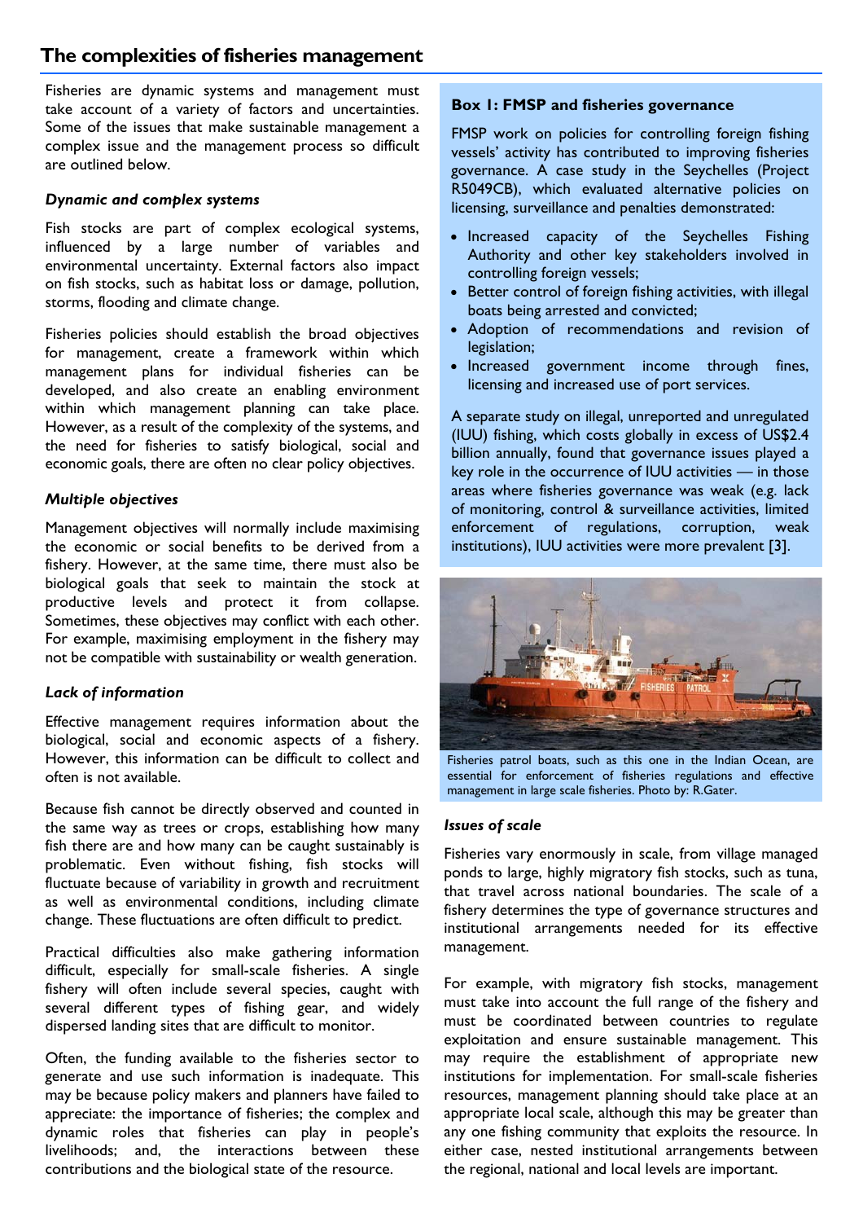## The complexities of fisheries management

Fisheries are dynamic systems and management must take account of a variety of factors and uncertainties. Some of the issues that make sustainable management a complex issue and the management process so difficult are outlined below.

### *Dynamic and complex systems*

Fish stocks are part of complex ecological systems, influenced by a large number of variables and environmental uncertainty. External factors also impact on fish stocks, such as habitat loss or damage, pollution, storms, flooding and climate change.

Fisheries policies should establish the broad objectives for management, create a framework within which management plans for individual fisheries can be developed, and also create an enabling environment within which management planning can take place. However, as a result of the complexity of the systems, and the need for fisheries to satisfy biological, social and economic goals, there are often no clear policy objectives.

### *Multiple objectives*

Management objectives will normally include maximising the economic or social benefits to be derived from a fishery. However, at the same time, there must also be biological goals that seek to maintain the stock at productive levels and protect it from collapse. Sometimes, these objectives may conflict with each other. For example, maximising employment in the fishery may not be compatible with sustainability or wealth generation.

### *Lack of information*

Effective management requires information about the biological, social and economic aspects of a fishery. However, this information can be difficult to collect and often is not available.

Because fish cannot be directly observed and counted in the same way as trees or crops, establishing how many fish there are and how many can be caught sustainably is problematic. Even without fishing, fish stocks will fluctuate because of variability in growth and recruitment as well as environmental conditions, including climate change. These fluctuations are often difficult to predict.

Practical difficulties also make gathering information difficult, especially for small-scale fisheries. A single fishery will often include several species, caught with several different types of fishing gear, and widely dispersed landing sites that are difficult to monitor.

Often, the funding available to the fisheries sector to generate and use such information is inadequate. This may be because policy makers and planners have failed to appreciate: the importance of fisheries; the complex and dynamic roles that fisheries can play in people's livelihoods; and, the interactions between these contributions and the biological state of the resource.

> **Box 1: FMSP and fisheries governance**
>
> FMSP work on policies for controlling foreign fishing vessels' activity has contributed to improving fisheries governance. A case study in the Seychelles (Project R5049CB), which evaluated alternative policies on licensing, surveillance and penalties demonstrated:
>
> - Increased capacity of the Seychelles Fishing Authority and other key stakeholders involved in controlling foreign vessels;
> - Better control of foreign fishing activities, with illegal boats being arrested and convicted;
> - Adoption of recommendations and revision of legislation;
> - Increased government income through fines, licensing and increased use of port services.
>
> A separate study on illegal, unreported and unregulated (IUU) fishing, which costs globally in excess of US$2.4 billion annually, found that governance issues played a key role in the occurrence of IUU activities — in those areas where fisheries governance was weak (e.g. lack of monitoring, control & surveillance activities, limited enforcement of regulations, corruption, weak institutions), IUU activities were more prevalent [3].

Fisheries patrol boats, such as this one in the Indian Ocean, are essential for enforcement of fisheries regulations and effective management in large scale fisheries. Photo by: R.Gater.

### *Issues of scale*

Fisheries vary enormously in scale, from village managed ponds to large, highly migratory fish stocks, such as tuna, that travel across national boundaries. The scale of a fishery determines the type of governance structures and institutional arrangements needed for its effective management.

For example, with migratory fish stocks, management must take into account the full range of the fishery and must be coordinated between countries to regulate exploitation and ensure sustainable management. This may require the establishment of appropriate new institutions for implementation. For small-scale fisheries resources, management planning should take place at an appropriate local scale, although this may be greater than any one fishing community that exploits the resource. In either case, nested institutional arrangements between the regional, national and local levels are important.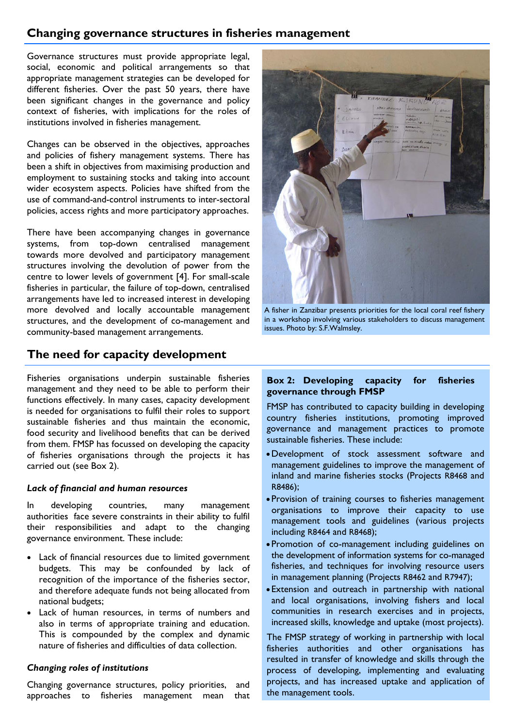## Changing governance structures in fisheries management

Governance structures must provide appropriate legal, social, economic and political arrangements so that appropriate management strategies can be developed for different fisheries. Over the past 50 years, there have been significant changes in the governance and policy context of fisheries, with implications for the roles of institutions involved in fisheries management.

Changes can be observed in the objectives, approaches and policies of fishery management systems. There has been a shift in objectives from maximising production and employment to sustaining stocks and taking into account wider ecosystem aspects. Policies have shifted from the use of command-and-control instruments to inter-sectoral policies, access rights and more participatory approaches.

There have been accompanying changes in governance systems, from top-down centralised management towards more devolved and participatory management structures involving the devolution of power from the centre to lower levels of government [4]. For small-scale fisheries in particular, the failure of top-down, centralised arrangements have led to increased interest in developing more devolved and locally accountable management structures, and the development of co-management and community-based management arrangements.

A fisher in Zanzibar presents priorities for the local coral reef fishery in a workshop involving various stakeholders to discuss management issues. Photo by: S.F.Walmsley.

## The need for capacity development

Fisheries organisations underpin sustainable fisheries management and they need to be able to perform their functions effectively. In many cases, capacity development is needed for organisations to fulfil their roles to support sustainable fisheries and thus maintain the economic, food security and livelihood benefits that can be derived from them. FMSP has focussed on developing the capacity of fisheries organisations through the projects it has carried out (see Box 2).

### *Lack of financial and human resources*

In developing countries, many management authorities face severe constraints in their ability to fulfil their responsibilities and adapt to the changing governance environment. These include:

- Lack of financial resources due to limited government budgets. This may be confounded by lack of recognition of the importance of the fisheries sector, and therefore adequate funds not being allocated from national budgets;
- Lack of human resources, in terms of numbers and also in terms of appropriate training and education. This is compounded by the complex and dynamic nature of fisheries and difficulties of data collection.

### *Changing roles of institutions*

Changing governance structures, policy priorities, and approaches to fisheries management mean that

**Box 2: Developing capacity for fisheries governance through FMSP**

FMSP has contributed to capacity building in developing country fisheries institutions, promoting improved governance and management practices to promote sustainable fisheries. These include:

- Development of stock assessment software and management guidelines to improve the management of inland and marine fisheries stocks (Projects R8468 and R8486);
- Provision of training courses to fisheries management organisations to improve their capacity to use management tools and guidelines (various projects including R8464 and R8468);
- Promotion of co-management including guidelines on the development of information systems for co-managed fisheries, and techniques for involving resource users in management planning (Projects R8462 and R7947);
- Extension and outreach in partnership with national and local organisations, involving fishers and local communities in research exercises and in projects, increased skills, knowledge and uptake (most projects).

The FMSP strategy of working in partnership with local fisheries authorities and other organisations has resulted in transfer of knowledge and skills through the process of developing, implementing and evaluating projects, and has increased uptake and application of the management tools.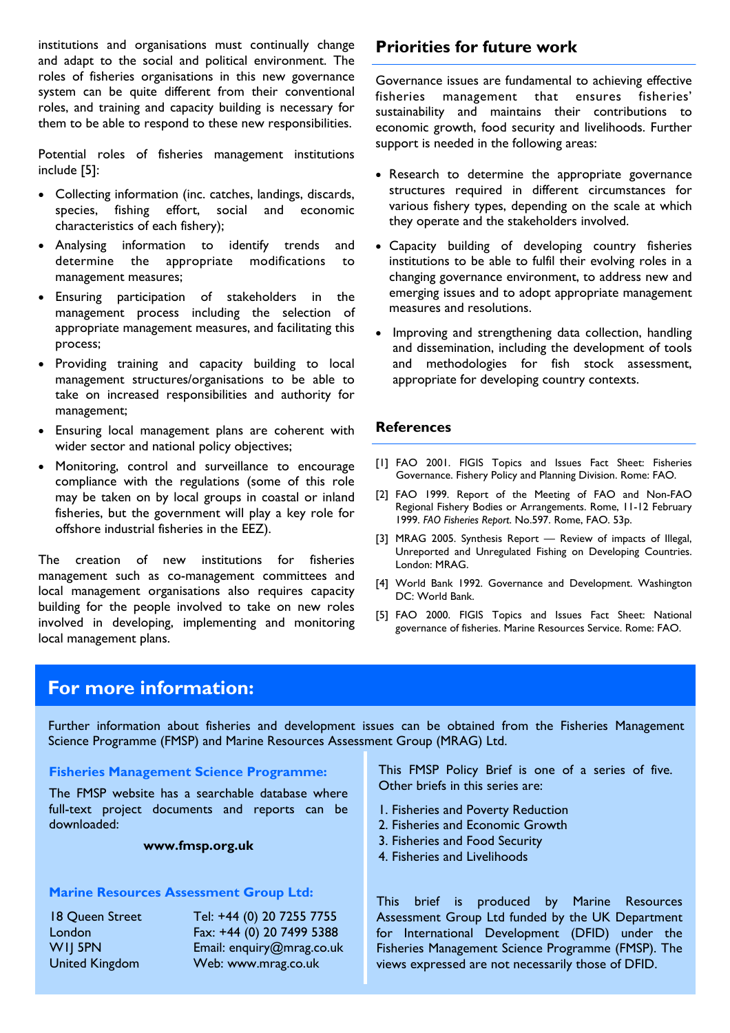institutions and organisations must continually change and adapt to the social and political environment. The roles of fisheries organisations in this new governance system can be quite different from their conventional roles, and training and capacity building is necessary for them to be able to respond to these new responsibilities.

Potential roles of fisheries management institutions include [5]:

- Collecting information (inc. catches, landings, discards, species, fishing effort, social and economic characteristics of each fishery);
- Analysing information to identify trends and determine the appropriate modifications to management measures;
- Ensuring participation of stakeholders in the management process including the selection of appropriate management measures, and facilitating this process;
- Providing training and capacity building to local management structures/organisations to be able to take on increased responsibilities and authority for management;
- Ensuring local management plans are coherent with wider sector and national policy objectives;
- Monitoring, control and surveillance to encourage compliance with the regulations (some of this role may be taken on by local groups in coastal or inland fisheries, but the government will play a key role for offshore industrial fisheries in the EEZ).

The creation of new institutions for fisheries management such as co-management committees and local management organisations also requires capacity building for the people involved to take on new roles involved in developing, implementing and monitoring local management plans.

## Priorities for future work

Governance issues are fundamental to achieving effective fisheries management that ensures fisheries' sustainability and maintains their contributions to economic growth, food security and livelihoods. Further support is needed in the following areas:

- Research to determine the appropriate governance structures required in different circumstances for various fishery types, depending on the scale at which they operate and the stakeholders involved.
- Capacity building of developing country fisheries institutions to be able to fulfil their evolving roles in a changing governance environment, to address new and emerging issues and to adopt appropriate management measures and resolutions.
- Improving and strengthening data collection, handling and dissemination, including the development of tools and methodologies for fish stock assessment, appropriate for developing country contexts.

## References

[1] FAO 2001. FIGIS Topics and Issues Fact Sheet: Fisheries Governance. Fishery Policy and Planning Division. Rome: FAO.

[2] FAO 1999. Report of the Meeting of FAO and Non-FAO Regional Fishery Bodies or Arrangements. Rome, 11-12 February 1999. *FAO Fisheries Report*. No.597. Rome, FAO. 53p.

[3] MRAG 2005. Synthesis Report — Review of impacts of Illegal, Unreported and Unregulated Fishing on Developing Countries. London: MRAG.

[4] World Bank 1992. Governance and Development. Washington DC: World Bank.

[5] FAO 2000. FIGIS Topics and Issues Fact Sheet: National governance of fisheries. Marine Resources Service. Rome: FAO.

## For more information:

Further information about fisheries and development issues can be obtained from the Fisheries Management Science Programme (FMSP) and Marine Resources Assessment Group (MRAG) Ltd.

### Fisheries Management Science Programme:

The FMSP website has a searchable database where full-text project documents and reports can be downloaded:

**www.fmsp.org.uk**

### Marine Resources Assessment Group Ltd:

18 Queen Street
London
W1J 5PN
United Kingdom

Tel: +44 (0) 20 7255 7755
Fax: +44 (0) 20 7499 5388
Email: enquiry@mrag.co.uk
Web: www.mrag.co.uk

This FMSP Policy Brief is one of a series of five. Other briefs in this series are:

1. Fisheries and Poverty Reduction
2. Fisheries and Economic Growth
3. Fisheries and Food Security
4. Fisheries and Livelihoods

This brief is produced by Marine Resources Assessment Group Ltd funded by the UK Department for International Development (DFID) under the Fisheries Management Science Programme (FMSP). The views expressed are not necessarily those of DFID.